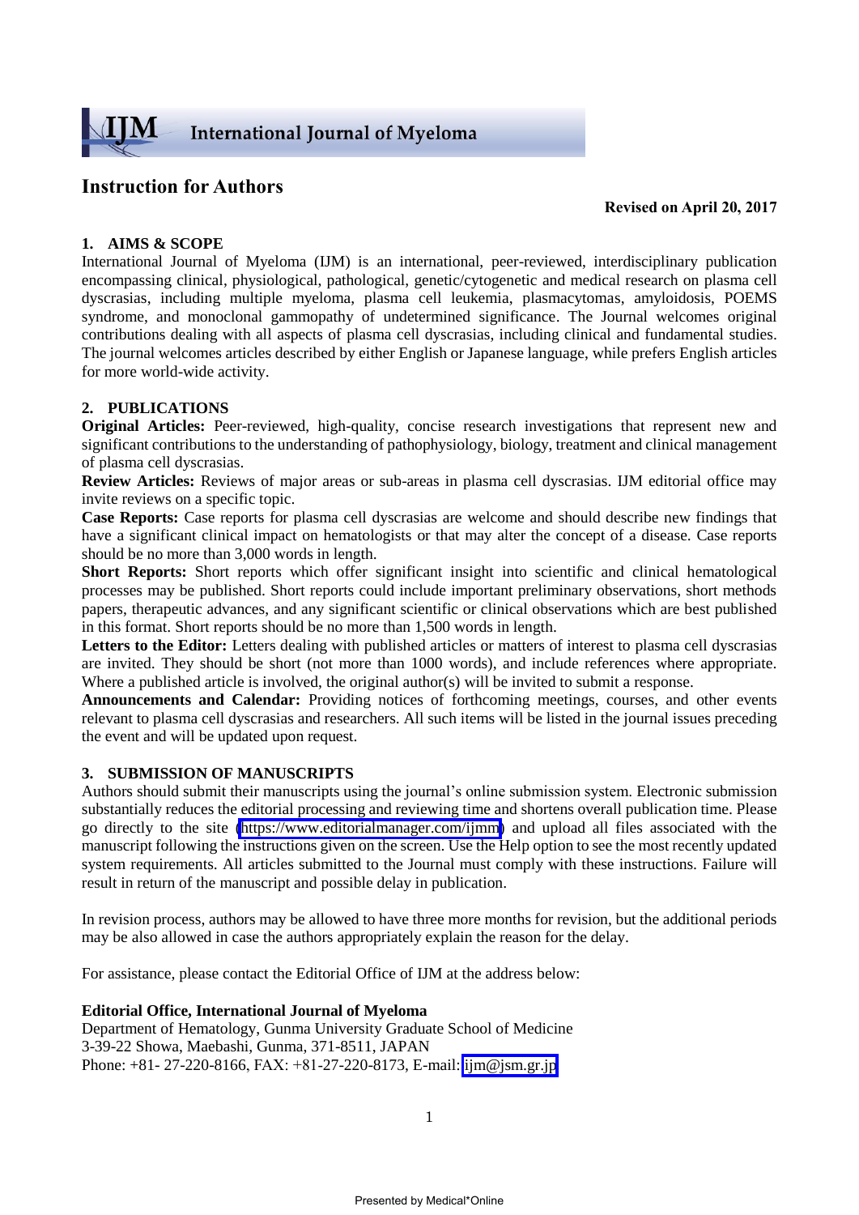# IJM International Journal of Myeloma

## Instruction for Authors

**Revised on April 20, 2017**

### 1. AIMS & SCOPE

International Journal of Myeloma (IJM) is an international, peer-reviewed, interdisciplinary publication encompassing clinical, physiological, pathological, genetic/cytogenetic and medical research on plasma cell dyscrasias, including multiple myeloma, plasma cell leukemia, plasmacytomas, amyloidosis, POEMS syndrome, and monoclonal gammopathy of undetermined significance. The Journal welcomes original contributions dealing with all aspects of plasma cell dyscrasias, including clinical and fundamental studies. The journal welcomes articles described by either English or Japanese language, while prefers English articles for more world-wide activity.

### 2. PUBLICATIONS

**Original Articles:** Peer-reviewed, high-quality, concise research investigations that represent new and significant contributions to the understanding of pathophysiology, biology, treatment and clinical management of plasma cell dyscrasias.

**Review Articles:** Reviews of major areas or sub-areas in plasma cell dyscrasias. IJM editorial office may invite reviews on a specific topic.

**Case Reports:** Case reports for plasma cell dyscrasias are welcome and should describe new findings that have a significant clinical impact on hematologists or that may alter the concept of a disease. Case reports should be no more than 3,000 words in length.

**Short Reports:** Short reports which offer significant insight into scientific and clinical hematological processes may be published. Short reports could include important preliminary observations, short methods papers, therapeutic advances, and any significant scientific or clinical observations which are best published in this format. Short reports should be no more than 1,500 words in length.

**Letters to the Editor:** Letters dealing with published articles or matters of interest to plasma cell dyscrasias are invited. They should be short (not more than 1000 words), and include references where appropriate. Where a published article is involved, the original author(s) will be invited to submit a response.

**Announcements and Calendar:** Providing notices of forthcoming meetings, courses, and other events relevant to plasma cell dyscrasias and researchers. All such items will be listed in the journal issues preceding the event and will be updated upon request.

### 3. SUBMISSION OF MANUSCRIPTS

Authors should submit their manuscripts using the journal's online submission system. Electronic submission substantially reduces the editorial processing and reviewing time and shortens overall publication time. Please go directly to the site (https://www.editorialmanager.com/ijmm) and upload all files associated with the manuscript following the instructions given on the screen. Use the Help option to see the most recently updated system requirements. All articles submitted to the Journal must comply with these instructions. Failure will result in return of the manuscript and possible delay in publication.

In revision process, authors may be allowed to have three more months for revision, but the additional periods may be also allowed in case the authors appropriately explain the reason for the delay.

For assistance, please contact the Editorial Office of IJM at the address below:

**Editorial Office, International Journal of Myeloma**
Department of Hematology, Gunma University Graduate School of Medicine
3-39-22 Showa, Maebashi, Gunma, 371-8511, JAPAN
Phone: +81- 27-220-8166, FAX: +81-27-220-8173, E-mail: ijm@jsm.gr.jp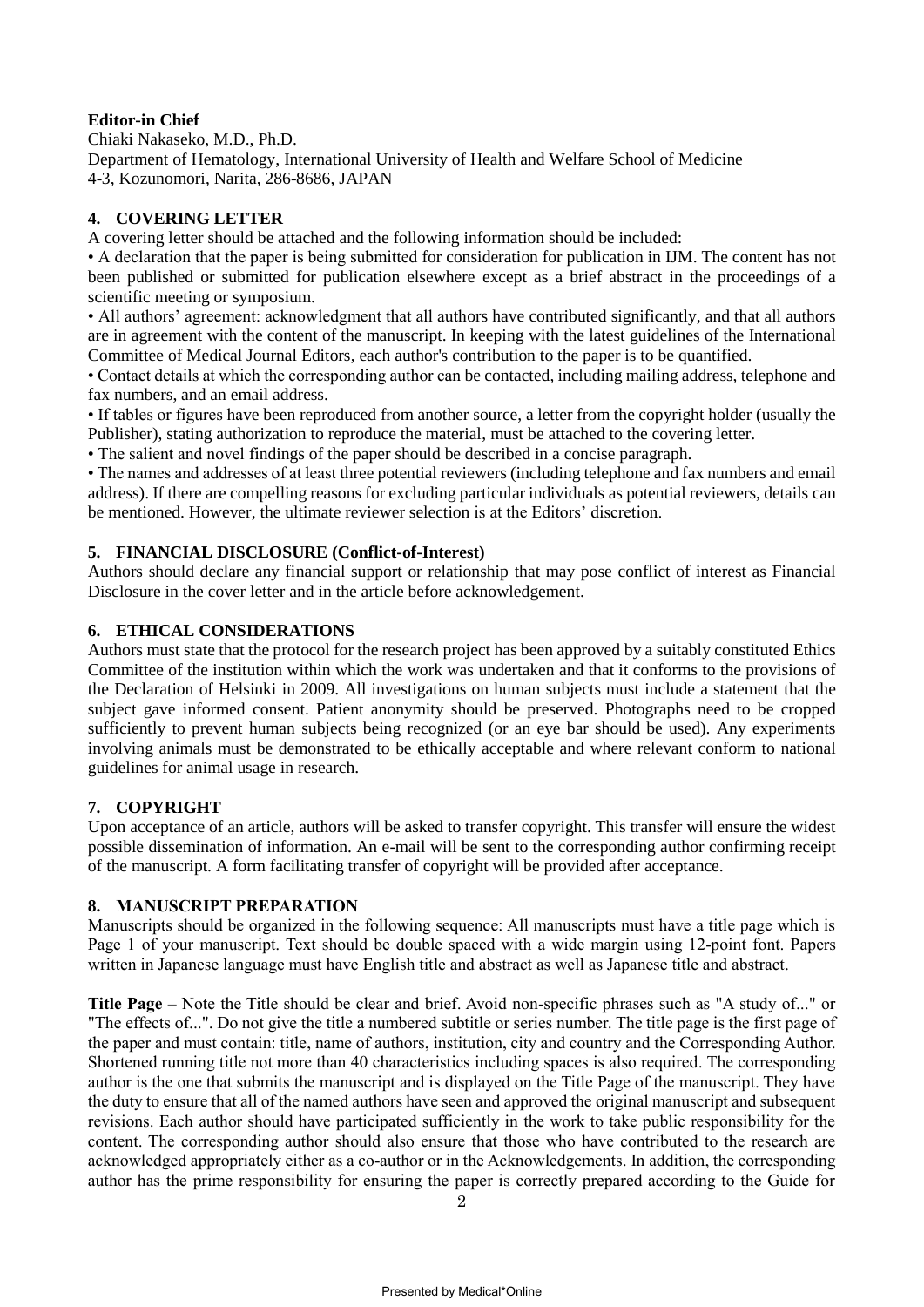**Editor-in Chief**

Chiaki Nakaseko, M.D., Ph.D.
Department of Hematology, International University of Health and Welfare School of Medicine
4-3, Kozunomori, Narita, 286-8686, JAPAN

## 4. COVERING LETTER

A covering letter should be attached and the following information should be included:

• A declaration that the paper is being submitted for consideration for publication in IJM. The content has not been published or submitted for publication elsewhere except as a brief abstract in the proceedings of a scientific meeting or symposium.

• All authors' agreement: acknowledgment that all authors have contributed significantly, and that all authors are in agreement with the content of the manuscript. In keeping with the latest guidelines of the International Committee of Medical Journal Editors, each author's contribution to the paper is to be quantified.

• Contact details at which the corresponding author can be contacted, including mailing address, telephone and fax numbers, and an email address.

• If tables or figures have been reproduced from another source, a letter from the copyright holder (usually the Publisher), stating authorization to reproduce the material, must be attached to the covering letter.

• The salient and novel findings of the paper should be described in a concise paragraph.

• The names and addresses of at least three potential reviewers (including telephone and fax numbers and email address). If there are compelling reasons for excluding particular individuals as potential reviewers, details can be mentioned. However, the ultimate reviewer selection is at the Editors' discretion.

## 5. FINANCIAL DISCLOSURE (Conflict-of-Interest)

Authors should declare any financial support or relationship that may pose conflict of interest as Financial Disclosure in the cover letter and in the article before acknowledgement.

## 6. ETHICAL CONSIDERATIONS

Authors must state that the protocol for the research project has been approved by a suitably constituted Ethics Committee of the institution within which the work was undertaken and that it conforms to the provisions of the Declaration of Helsinki in 2009. All investigations on human subjects must include a statement that the subject gave informed consent. Patient anonymity should be preserved. Photographs need to be cropped sufficiently to prevent human subjects being recognized (or an eye bar should be used). Any experiments involving animals must be demonstrated to be ethically acceptable and where relevant conform to national guidelines for animal usage in research.

## 7. COPYRIGHT

Upon acceptance of an article, authors will be asked to transfer copyright. This transfer will ensure the widest possible dissemination of information. An e-mail will be sent to the corresponding author confirming receipt of the manuscript. A form facilitating transfer of copyright will be provided after acceptance.

## 8. MANUSCRIPT PREPARATION

Manuscripts should be organized in the following sequence: All manuscripts must have a title page which is Page 1 of your manuscript. Text should be double spaced with a wide margin using 12-point font. Papers written in Japanese language must have English title and abstract as well as Japanese title and abstract.

**Title Page** – Note the Title should be clear and brief. Avoid non-specific phrases such as "A study of..." or "The effects of...". Do not give the title a numbered subtitle or series number. The title page is the first page of the paper and must contain: title, name of authors, institution, city and country and the Corresponding Author. Shortened running title not more than 40 characteristics including spaces is also required. The corresponding author is the one that submits the manuscript and is displayed on the Title Page of the manuscript. They have the duty to ensure that all of the named authors have seen and approved the original manuscript and subsequent revisions. Each author should have participated sufficiently in the work to take public responsibility for the content. The corresponding author should also ensure that those who have contributed to the research are acknowledged appropriately either as a co-author or in the Acknowledgements. In addition, the corresponding author has the prime responsibility for ensuring the paper is correctly prepared according to the Guide for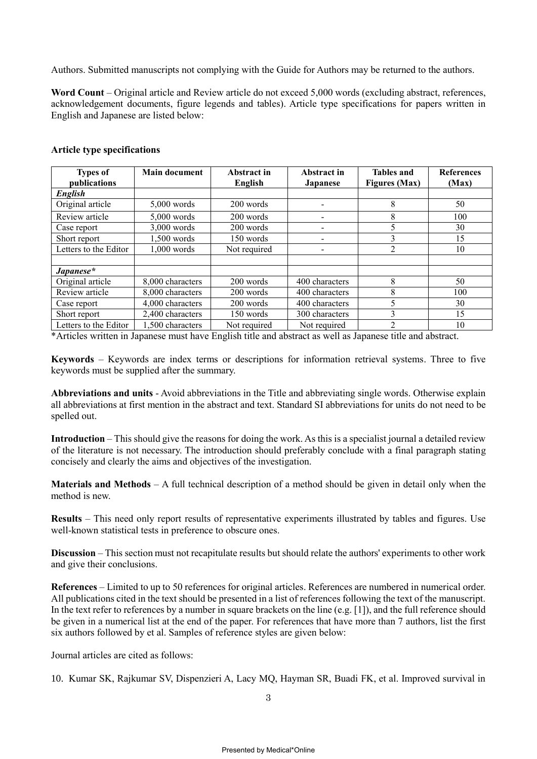Authors. Submitted manuscripts not complying with the Guide for Authors may be returned to the authors.

**Word Count** – Original article and Review article do not exceed 5,000 words (excluding abstract, references, acknowledgement documents, figure legends and tables). Article type specifications for papers written in English and Japanese are listed below:

**Article type specifications**

| Types of publications | Main document | Abstract in English | Abstract in Japanese | Tables and Figures (Max) | References (Max) |
|---|---|---|---|---|---|
| ***English*** | | | | | |
| Original article | 5,000 words | 200 words | - | 8 | 50 |
| Review article | 5,000 words | 200 words | - | 8 | 100 |
| Case report | 3,000 words | 200 words | - | 5 | 30 |
| Short report | 1,500 words | 150 words | - | 3 | 15 |
| Letters to the Editor | 1,000 words | Not required | - | 2 | 10 |
| | | | | | |
| ***Japanese**** | | | | | |
| Original article | 8,000 characters | 200 words | 400 characters | 8 | 50 |
| Review article | 8,000 characters | 200 words | 400 characters | 8 | 100 |
| Case report | 4,000 characters | 200 words | 400 characters | 5 | 30 |
| Short report | 2,400 characters | 150 words | 300 characters | 3 | 15 |
| Letters to the Editor | 1,500 characters | Not required | Not required | 2 | 10 |

*Articles written in Japanese must have English title and abstract as well as Japanese title and abstract.

**Keywords** – Keywords are index terms or descriptions for information retrieval systems. Three to five keywords must be supplied after the summary.

**Abbreviations and units** - Avoid abbreviations in the Title and abbreviating single words. Otherwise explain all abbreviations at first mention in the abstract and text. Standard SI abbreviations for units do not need to be spelled out.

**Introduction** – This should give the reasons for doing the work. As this is a specialist journal a detailed review of the literature is not necessary. The introduction should preferably conclude with a final paragraph stating concisely and clearly the aims and objectives of the investigation.

**Materials and Methods** – A full technical description of a method should be given in detail only when the method is new.

**Results** – This need only report results of representative experiments illustrated by tables and figures. Use well-known statistical tests in preference to obscure ones.

**Discussion** – This section must not recapitulate results but should relate the authors' experiments to other work and give their conclusions.

**References** – Limited to up to 50 references for original articles. References are numbered in numerical order. All publications cited in the text should be presented in a list of references following the text of the manuscript. In the text refer to references by a number in square brackets on the line (e.g. [1]), and the full reference should be given in a numerical list at the end of the paper. For references that have more than 7 authors, list the first six authors followed by et al. Samples of reference styles are given below:

Journal articles are cited as follows:

10. Kumar SK, Rajkumar SV, Dispenzieri A, Lacy MQ, Hayman SR, Buadi FK, et al. Improved survival in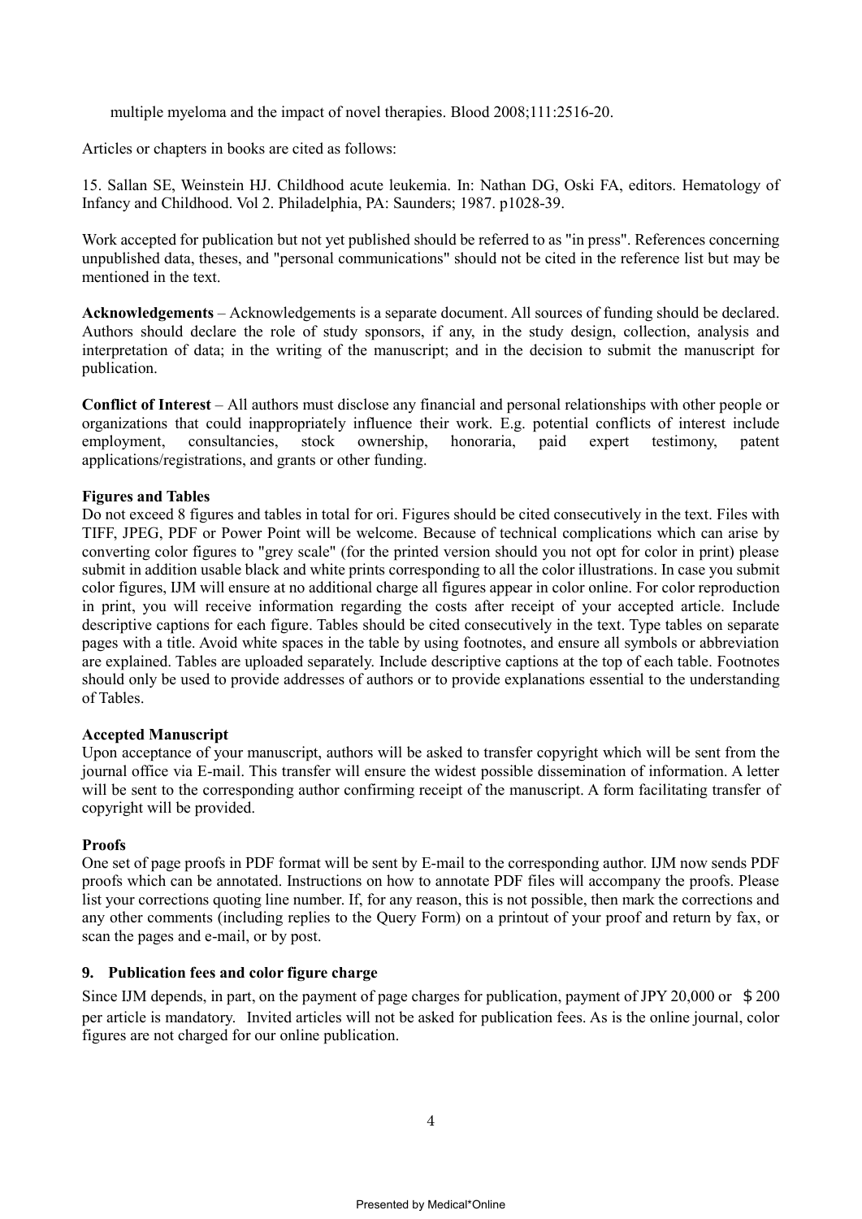multiple myeloma and the impact of novel therapies. Blood 2008;111:2516-20.

Articles or chapters in books are cited as follows:

15. Sallan SE, Weinstein HJ. Childhood acute leukemia. In: Nathan DG, Oski FA, editors. Hematology of Infancy and Childhood. Vol 2. Philadelphia, PA: Saunders; 1987. p1028-39.

Work accepted for publication but not yet published should be referred to as "in press". References concerning unpublished data, theses, and "personal communications" should not be cited in the reference list but may be mentioned in the text.

**Acknowledgements** – Acknowledgements is a separate document. All sources of funding should be declared. Authors should declare the role of study sponsors, if any, in the study design, collection, analysis and interpretation of data; in the writing of the manuscript; and in the decision to submit the manuscript for publication.

**Conflict of Interest** – All authors must disclose any financial and personal relationships with other people or organizations that could inappropriately influence their work. E.g. potential conflicts of interest include employment, consultancies, stock ownership, honoraria, paid expert testimony, patent applications/registrations, and grants or other funding.

**Figures and Tables**

Do not exceed 8 figures and tables in total for ori. Figures should be cited consecutively in the text. Files with TIFF, JPEG, PDF or Power Point will be welcome. Because of technical complications which can arise by converting color figures to "grey scale" (for the printed version should you not opt for color in print) please submit in addition usable black and white prints corresponding to all the color illustrations. In case you submit color figures, IJM will ensure at no additional charge all figures appear in color online. For color reproduction in print, you will receive information regarding the costs after receipt of your accepted article. Include descriptive captions for each figure. Tables should be cited consecutively in the text. Type tables on separate pages with a title. Avoid white spaces in the table by using footnotes, and ensure all symbols or abbreviation are explained. Tables are uploaded separately. Include descriptive captions at the top of each table. Footnotes should only be used to provide addresses of authors or to provide explanations essential to the understanding of Tables.

**Accepted Manuscript**

Upon acceptance of your manuscript, authors will be asked to transfer copyright which will be sent from the journal office via E-mail. This transfer will ensure the widest possible dissemination of information. A letter will be sent to the corresponding author confirming receipt of the manuscript. A form facilitating transfer of copyright will be provided.

**Proofs**

One set of page proofs in PDF format will be sent by E-mail to the corresponding author. IJM now sends PDF proofs which can be annotated. Instructions on how to annotate PDF files will accompany the proofs. Please list your corrections quoting line number. If, for any reason, this is not possible, then mark the corrections and any other comments (including replies to the Query Form) on a printout of your proof and return by fax, or scan the pages and e-mail, or by post.

## 9. Publication fees and color figure charge

Since IJM depends, in part, on the payment of page charges for publication, payment of JPY 20,000 or ＄200 per article is mandatory. Invited articles will not be asked for publication fees. As is the online journal, color figures are not charged for our online publication.

Presented by Medical*Online